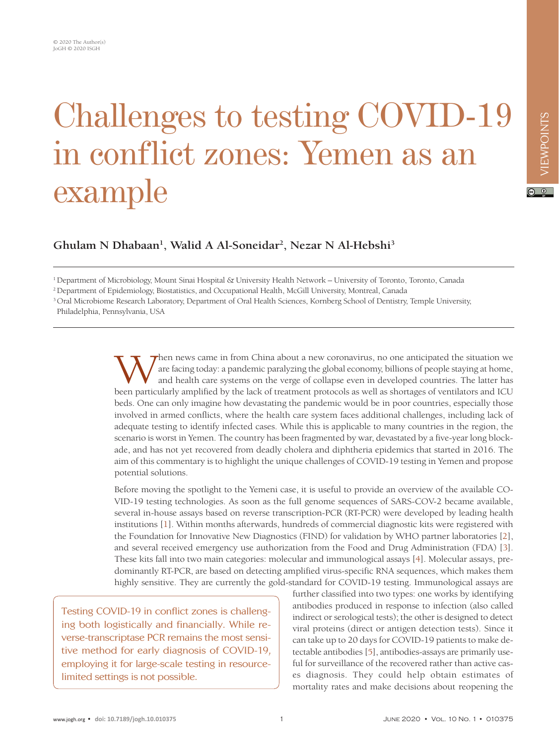© 2020 The Author(s)
JoGH © 2020 ISGH

VIEWPOINTS

# Challenges to testing COVID-19 in conflict zones: Yemen as an example

**Ghulam N Dhabaan[1], Walid A Al-Soneidar[2], Nezar N Al-Hebshi[3]**

[1] Department of Microbiology, Mount Sinai Hospital & University Health Network – University of Toronto, Toronto, Canada
[2] Department of Epidemiology, Biostatistics, and Occupational Health, McGill University, Montreal, Canada
[3] Oral Microbiome Research Laboratory, Department of Oral Health Sciences, Kornberg School of Dentistry, Temple University, Philadelphia, Pennsylvania, USA

When news came in from China about a new coronavirus, no one anticipated the situation we are facing today: a pandemic paralyzing the global economy, billions of people staying at home, and health care systems on the verge of collapse even in developed countries. The latter has been particularly amplified by the lack of treatment protocols as well as shortages of ventilators and ICU beds. One can only imagine how devastating the pandemic would be in poor countries, especially those involved in armed conflicts, where the health care system faces additional challenges, including lack of adequate testing to identify infected cases. While this is applicable to many countries in the region, the scenario is worst in Yemen. The country has been fragmented by war, devastated by a five-year long blockade, and has not yet recovered from deadly cholera and diphtheria epidemics that started in 2016. The aim of this commentary is to highlight the unique challenges of COVID-19 testing in Yemen and propose potential solutions.

Before moving the spotlight to the Yemeni case, it is useful to provide an overview of the available COVID-19 testing technologies. As soon as the full genome sequences of SARS-COV-2 became available, several in-house assays based on reverse transcription-PCR (RT-PCR) were developed by leading health institutions [1]. Within months afterwards, hundreds of commercial diagnostic kits were registered with the Foundation for Innovative New Diagnostics (FIND) for validation by WHO partner laboratories [2], and several received emergency use authorization from the Food and Drug Administration (FDA) [3]. These kits fall into two main categories: molecular and immunological assays [4]. Molecular assays, predominantly RT-PCR, are based on detecting amplified virus-specific RNA sequences, which makes them highly sensitive. They are currently the gold-standard for COVID-19 testing. Immunological assays are further classified into two types: one works by identifying antibodies produced in response to infection (also called indirect or serological tests); the other is designed to detect viral proteins (direct or antigen detection tests). Since it can take up to 20 days for COVID-19 patients to make detectable antibodies [5], antibodies-assays are primarily useful for surveillance of the recovered rather than active cases diagnosis. They could help obtain estimates of mortality rates and make decisions about reopening the

> Testing COVID-19 in conflict zones is challenging both logistically and financially. While reverse-transcriptase PCR remains the most sensitive method for early diagnosis of COVID-19, employing it for large-scale testing in resource-limited settings is not possible.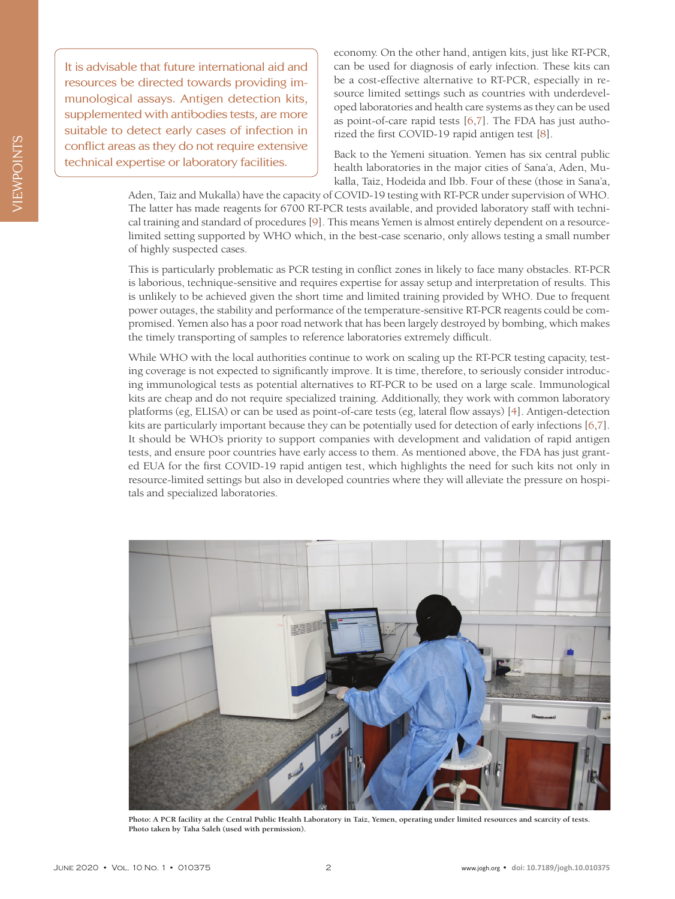> It is advisable that future international aid and resources be directed towards providing immunological assays. Antigen detection kits, supplemented with antibodies tests, are more suitable to detect early cases of infection in conflict areas as they do not require extensive technical expertise or laboratory facilities.

economy. On the other hand, antigen kits, just like RT-PCR, can be used for diagnosis of early infection. These kits can be a cost-effective alternative to RT-PCR, especially in resource limited settings such as countries with underdeveloped laboratories and health care systems as they can be used as point-of-care rapid tests [6,7]. The FDA has just authorized the first COVID-19 rapid antigen test [8].

Back to the Yemeni situation. Yemen has six central public health laboratories in the major cities of Sana'a, Aden, Mukalla, Taiz, Hodeida and Ibb. Four of these (those in Sana'a, Aden, Taiz and Mukalla) have the capacity of COVID-19 testing with RT-PCR under supervision of WHO. The latter has made reagents for 6700 RT-PCR tests available, and provided laboratory staff with technical training and standard of procedures [9]. This means Yemen is almost entirely dependent on a resource-limited setting supported by WHO which, in the best-case scenario, only allows testing a small number of highly suspected cases.

This is particularly problematic as PCR testing in conflict zones in likely to face many obstacles. RT-PCR is laborious, technique-sensitive and requires expertise for assay setup and interpretation of results. This is unlikely to be achieved given the short time and limited training provided by WHO. Due to frequent power outages, the stability and performance of the temperature-sensitive RT-PCR reagents could be compromised. Yemen also has a poor road network that has been largely destroyed by bombing, which makes the timely transporting of samples to reference laboratories extremely difficult.

While WHO with the local authorities continue to work on scaling up the RT-PCR testing capacity, testing coverage is not expected to significantly improve. It is time, therefore, to seriously consider introducing immunological tests as potential alternatives to RT-PCR to be used on a large scale. Immunological kits are cheap and do not require specialized training. Additionally, they work with common laboratory platforms (eg, ELISA) or can be used as point-of-care tests (eg, lateral flow assays) [4]. Antigen-detection kits are particularly important because they can be potentially used for detection of early infections [6,7]. It should be WHO's priority to support companies with development and validation of rapid antigen tests, and ensure poor countries have early access to them. As mentioned above, the FDA has just granted EUA for the first COVID-19 rapid antigen test, which highlights the need for such kits not only in resource-limited settings but also in developed countries where they will alleviate the pressure on hospitals and specialized laboratories.

**Photo: A PCR facility at the Central Public Health Laboratory in Taiz, Yemen, operating under limited resources and scarcity of tests. Photo taken by Taha Saleh (used with permission).**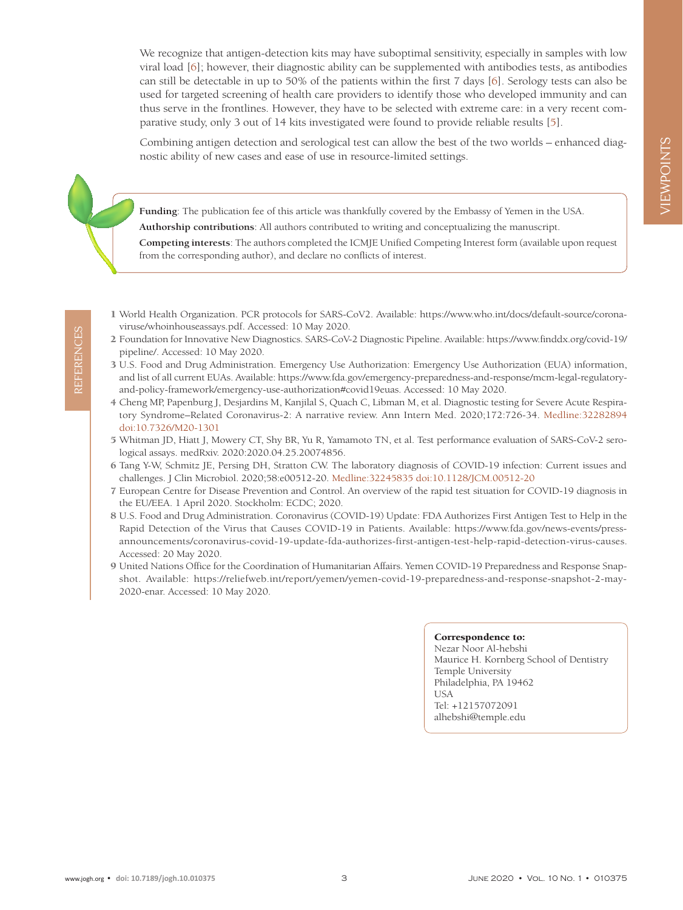We recognize that antigen-detection kits may have suboptimal sensitivity, especially in samples with low viral load [6]; however, their diagnostic ability can be supplemented with antibodies tests, as antibodies can still be detectable in up to 50% of the patients within the first 7 days [6]. Serology tests can also be used for targeted screening of health care providers to identify those who developed immunity and can thus serve in the frontlines. However, they have to be selected with extreme care: in a very recent comparative study, only 3 out of 14 kits investigated were found to provide reliable results [5].

Combining antigen detection and serological test can allow the best of the two worlds – enhanced diagnostic ability of new cases and ease of use in resource-limited settings.

**Funding**: The publication fee of this article was thankfully covered by the Embassy of Yemen in the USA.

**Authorship contributions**: All authors contributed to writing and conceptualizing the manuscript.

**Competing interests**: The authors completed the ICMJE Unified Competing Interest form (available upon request from the corresponding author), and declare no conflicts of interest.

## REFERENCES

1. World Health Organization. PCR protocols for SARS-CoV2. Available: https://www.who.int/docs/default-source/coronaviruse/whoinhouseassays.pdf. Accessed: 10 May 2020.
2. Foundation for Innovative New Diagnostics. SARS-CoV-2 Diagnostic Pipeline. Available: https://www.finddx.org/covid-19/pipeline/. Accessed: 10 May 2020.
3. U.S. Food and Drug Administration. Emergency Use Authorization: Emergency Use Authorization (EUA) information, and list of all current EUAs. Available: https://www.fda.gov/emergency-preparedness-and-response/mcm-legal-regulatory-and-policy-framework/emergency-use-authorization#covid19euas. Accessed: 10 May 2020.
4. Cheng MP, Papenburg J, Desjardins M, Kanjilal S, Quach C, Libman M, et al. Diagnostic testing for Severe Acute Respiratory Syndrome–Related Coronavirus-2: A narrative review. Ann Intern Med. 2020;172:726-34. Medline:32282894 doi:10.7326/M20-1301
5. Whitman JD, Hiatt J, Mowery CT, Shy BR, Yu R, Yamamoto TN, et al. Test performance evaluation of SARS-CoV-2 serological assays. medRxiv. 2020:2020.04.25.20074856.
6. Tang Y-W, Schmitz JE, Persing DH, Stratton CW. The laboratory diagnosis of COVID-19 infection: Current issues and challenges. J Clin Microbiol. 2020;58:e00512-20. Medline:32245835 doi:10.1128/JCM.00512-20
7. European Centre for Disease Prevention and Control. An overview of the rapid test situation for COVID-19 diagnosis in the EU/EEA. 1 April 2020. Stockholm: ECDC; 2020.
8. U.S. Food and Drug Administration. Coronavirus (COVID-19) Update: FDA Authorizes First Antigen Test to Help in the Rapid Detection of the Virus that Causes COVID-19 in Patients. Available: https://www.fda.gov/news-events/press-announcements/coronavirus-covid-19-update-fda-authorizes-first-antigen-test-help-rapid-detection-virus-causes. Accessed: 20 May 2020.
9. United Nations Office for the Coordination of Humanitarian Affairs. Yemen COVID-19 Preparedness and Response Snapshot. Available: https://reliefweb.int/report/yemen/yemen-covid-19-preparedness-and-response-snapshot-2-may-2020-enar. Accessed: 10 May 2020.

**Correspondence to:**
Nezar Noor Al-hebshi
Maurice H. Kornberg School of Dentistry
Temple University
Philadelphia, PA 19462
USA
Tel: +12157072091
alhebshi@temple.edu